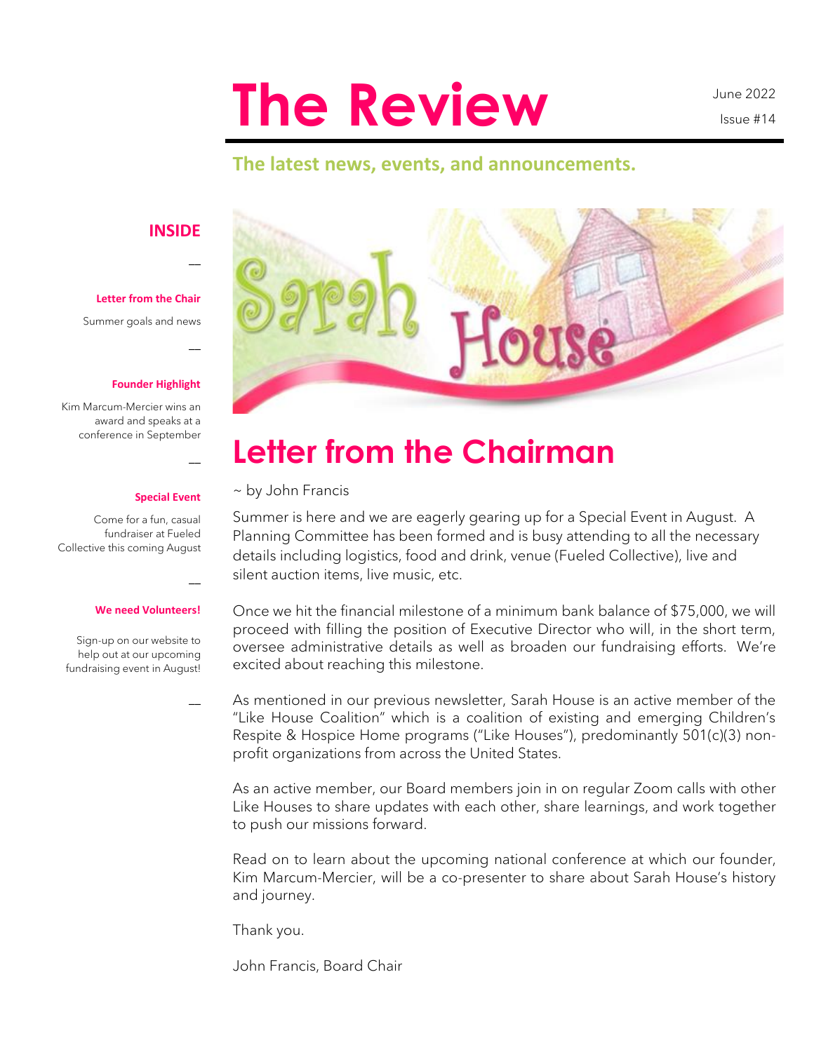# The Review

June 2022

Issue #14

**The latest news, events, and announcements.**

## INSIDE

**Letter from the Chair**

Summer goals and news

**Founder Highlight**

Kim Marcum-Mercier wins an award and speaks at a conference in September

**Special Event**

Come for a fun, casual fundraiser at Fueled Collective this coming August

**We need Volunteers!**

Sign-up on our website to help out at our upcoming fundraising event in August!

## Letter from the Chairman

~ by John Francis

Summer is here and we are eagerly gearing up for a Special Event in August. A Planning Committee has been formed and is busy attending to all the necessary details including logistics, food and drink, venue (Fueled Collective), live and silent auction items, live music, etc.

Once we hit the financial milestone of a minimum bank balance of $75,000, we will proceed with filling the position of Executive Director who will, in the short term, oversee administrative details as well as broaden our fundraising efforts. We're excited about reaching this milestone.

As mentioned in our previous newsletter, Sarah House is an active member of the "Like House Coalition" which is a coalition of existing and emerging Children's Respite & Hospice Home programs ("Like Houses"), predominantly 501(c)(3) non-profit organizations from across the United States.

As an active member, our Board members join in on regular Zoom calls with other Like Houses to share updates with each other, share learnings, and work together to push our missions forward.

Read on to learn about the upcoming national conference at which our founder, Kim Marcum-Mercier, will be a co-presenter to share about Sarah House's history and journey.

Thank you.

John Francis, Board Chair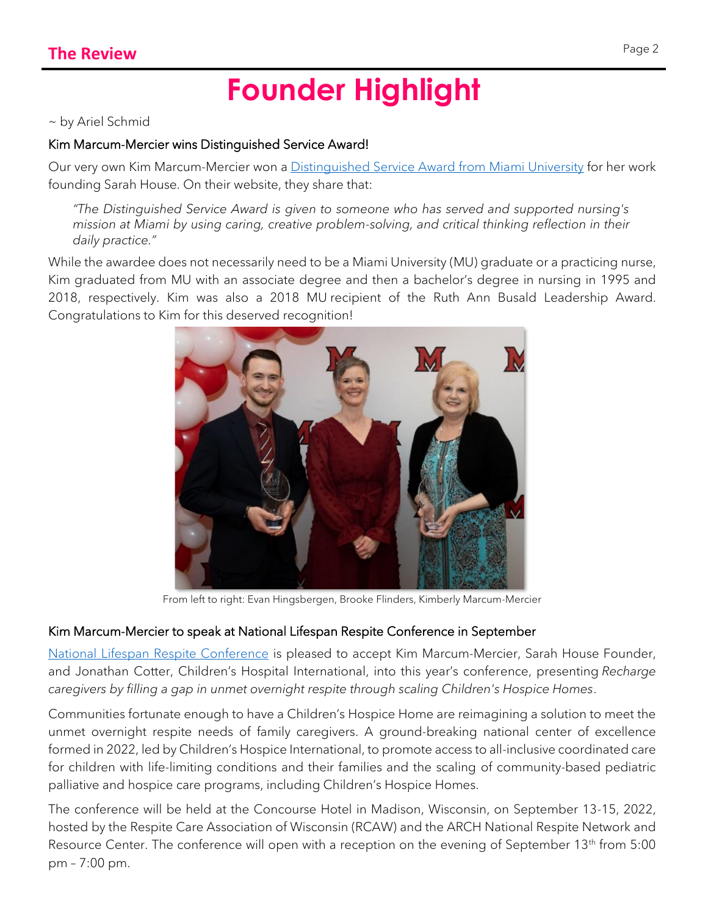# Founder Highlight

~ by Ariel Schmid

### Kim Marcum-Mercier wins Distinguished Service Award!

Our very own Kim Marcum-Mercier won a Distinguished Service Award from Miami University for her work founding Sarah House. On their website, they share that:

> *"The Distinguished Service Award is given to someone who has served and supported nursing's mission at Miami by using caring, creative problem-solving, and critical thinking reflection in their daily practice."*

While the awardee does not necessarily need to be a Miami University (MU) graduate or a practicing nurse, Kim graduated from MU with an associate degree and then a bachelor's degree in nursing in 1995 and 2018, respectively. Kim was also a 2018 MU recipient of the Ruth Ann Busald Leadership Award. Congratulations to Kim for this deserved recognition!

From left to right: Evan Hingsbergen, Brooke Flinders, Kimberly Marcum-Mercier

### Kim Marcum-Mercier to speak at National Lifespan Respite Conference in September

National Lifespan Respite Conference is pleased to accept Kim Marcum-Mercier, Sarah House Founder, and Jonathan Cotter, Children's Hospital International, into this year's conference, presenting *Recharge caregivers by filling a gap in unmet overnight respite through scaling Children's Hospice Homes*.

Communities fortunate enough to have a Children's Hospice Home are reimagining a solution to meet the unmet overnight respite needs of family caregivers. A ground-breaking national center of excellence formed in 2022, led by Children's Hospice International, to promote access to all-inclusive coordinated care for children with life-limiting conditions and their families and the scaling of community-based pediatric palliative and hospice care programs, including Children's Hospice Homes.

The conference will be held at the Concourse Hotel in Madison, Wisconsin, on September 13-15, 2022, hosted by the Respite Care Association of Wisconsin (RCAW) and the ARCH National Respite Network and Resource Center. The conference will open with a reception on the evening of September 13th from 5:00 pm – 7:00 pm.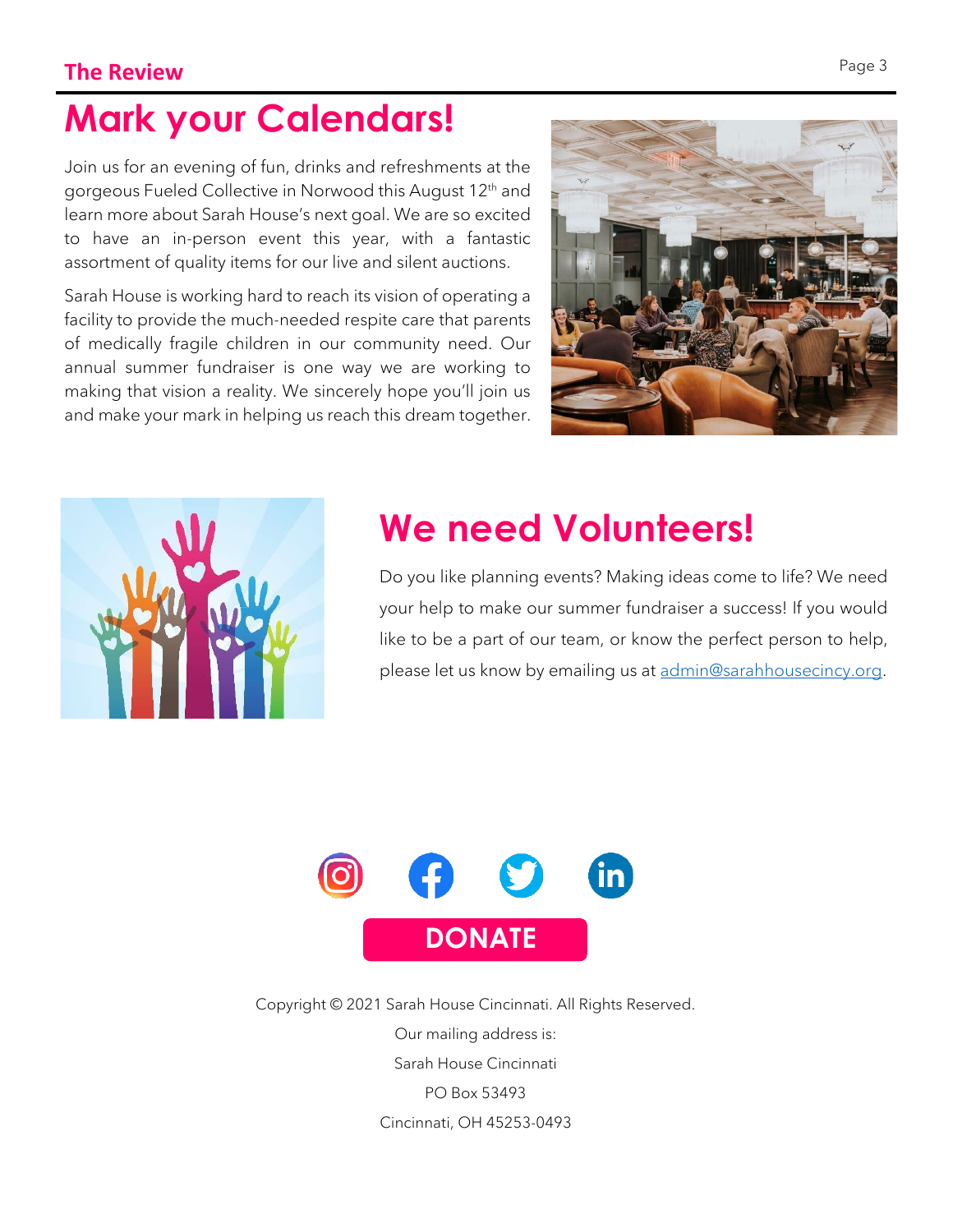# Mark your Calendars!

Join us for an evening of fun, drinks and refreshments at the gorgeous Fueled Collective in Norwood this August 12th and learn more about Sarah House's next goal. We are so excited to have an in-person event this year, with a fantastic assortment of quality items for our live and silent auctions.

Sarah House is working hard to reach its vision of operating a facility to provide the much-needed respite care that parents of medically fragile children in our community need. Our annual summer fundraiser is one way we are working to making that vision a reality. We sincerely hope you'll join us and make your mark in helping us reach this dream together.

# We need Volunteers!

Do you like planning events? Making ideas come to life? We need your help to make our summer fundraiser a success! If you would like to be a part of our team, or know the perfect person to help, please let us know by emailing us at admin@sarahhousecincy.org.

DONATE

Copyright © 2021 Sarah House Cincinnati. All Rights Reserved.

Our mailing address is:

Sarah House Cincinnati

PO Box 53493

Cincinnati, OH 45253-0493